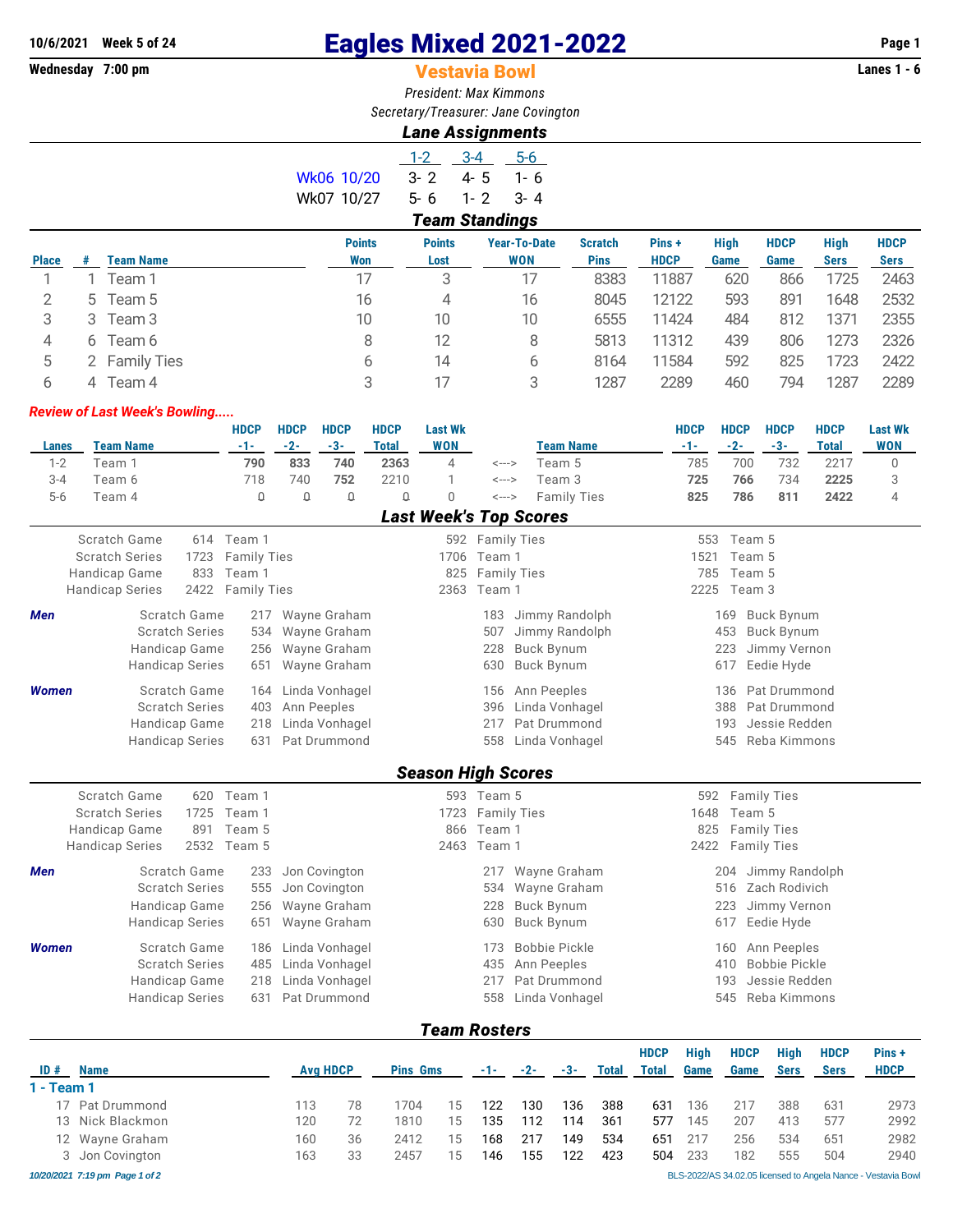**10/6/2021 Week 5 of 24** | **Wednesday 7:00 pm** | **Lanes 1 - 6**

# Eagles Mixed 2021-2022

## Vestavia Bowl

*President: Max Kimmons*

*Secretary/Treasurer: Jane Covington*

### *Lane Assignments*

| | 1-2 | 3-4 | 5-6 |
|---|---|---|---|
| Wk06 10/20 | 3- 2 | 4- 5 | 1- 6 |
| Wk07 10/27 | 5- 6 | 1- 2 | 3- 4 |

### *Team Standings*

| Place | # | Team Name | Points Won | Points Lost | Year-To-Date WON | Scratch Pins | Pins + HDCP | High Game | HDCP Game | High Sers | HDCP Sers |
|---|---|---|---|---|---|---|---|---|---|---|---|
| 1 | 1 | Team 1 | 17 | 3 | 17 | 8383 | 11887 | 620 | 866 | 1725 | 2463 |
| 2 | 5 | Team 5 | 16 | 4 | 16 | 8045 | 12122 | 593 | 891 | 1648 | 2532 |
| 3 | 3 | Team 3 | 10 | 10 | 10 | 6555 | 11424 | 484 | 812 | 1371 | 2355 |
| 4 | 6 | Team 6 | 8 | 12 | 8 | 5813 | 11312 | 439 | 806 | 1273 | 2326 |
| 5 | 2 | Family Ties | 6 | 14 | 6 | 8164 | 11584 | 592 | 825 | 1723 | 2422 |
| 6 | 4 | Team 4 | 3 | 17 | 3 | 1287 | 2289 | 460 | 794 | 1287 | 2289 |

***Review of Last Week's Bowling.....***

| Lanes | Team Name | HDCP -1- | HDCP -2- | HDCP -3- | HDCP Total | Last Wk WON | | Team Name | HDCP -1- | HDCP -2- | HDCP -3- | HDCP Total | Last Wk WON |
|---|---|---|---|---|---|---|---|---|---|---|---|---|---|
| 1-2 | Team 1 | **790** | **833** | **740** | **2363** | 4 | <---> | Team 5 | 785 | 700 | 732 | 2217 | 0 |
| 3-4 | Team 6 | 718 | 740 | **752** | 2210 | 1 | <---> | Team 3 | **725** | **766** | 734 | **2225** | 3 |
| 5-6 | Team 4 | 0 | 0 | 0 | 0 | 0 | <---> | Family Ties | **825** | **786** | **811** | **2422** | 4 |

### *Last Week's Top Scores*

| | | | | | | |
|---|---|---|---|---|---|---|
| Scratch Game | 614 | Team 1 | 592 | Family Ties | 553 | Team 5 |
| Scratch Series | 1723 | Family Ties | 1706 | Team 1 | 1521 | Team 5 |
| Handicap Game | 833 | Team 1 | 825 | Family Ties | 785 | Team 5 |
| Handicap Series | 2422 | Family Ties | 2363 | Team 1 | 2225 | Team 3 |

***Men***

| | | | | | | |
|---|---|---|---|---|---|---|
| Scratch Game | 217 | Wayne Graham | 183 | Jimmy Randolph | 169 | Buck Bynum |
| Scratch Series | 534 | Wayne Graham | 507 | Jimmy Randolph | 453 | Buck Bynum |
| Handicap Game | 256 | Wayne Graham | 228 | Buck Bynum | 223 | Jimmy Vernon |
| Handicap Series | 651 | Wayne Graham | 630 | Buck Bynum | 617 | Eedie Hyde |

***Women***

| | | | | | | |
|---|---|---|---|---|---|---|
| Scratch Game | 164 | Linda Vonhagel | 156 | Ann Peeples | 136 | Pat Drummond |
| Scratch Series | 403 | Ann Peeples | 396 | Linda Vonhagel | 388 | Pat Drummond |
| Handicap Game | 218 | Linda Vonhagel | 217 | Pat Drummond | 193 | Jessie Redden |
| Handicap Series | 631 | Pat Drummond | 558 | Linda Vonhagel | 545 | Reba Kimmons |

### *Season High Scores*

| | | | | | | |
|---|---|---|---|---|---|---|
| Scratch Game | 620 | Team 1 | 593 | Team 5 | 592 | Family Ties |
| Scratch Series | 1725 | Team 1 | 1723 | Family Ties | 1648 | Team 5 |
| Handicap Game | 891 | Team 5 | 866 | Team 1 | 825 | Family Ties |
| Handicap Series | 2532 | Team 5 | 2463 | Team 1 | 2422 | Family Ties |

***Men***

| | | | | | | |
|---|---|---|---|---|---|---|
| Scratch Game | 233 | Jon Covington | 217 | Wayne Graham | 204 | Jimmy Randolph |
| Scratch Series | 555 | Jon Covington | 534 | Wayne Graham | 516 | Zach Rodivich |
| Handicap Game | 256 | Wayne Graham | 228 | Buck Bynum | 223 | Jimmy Vernon |
| Handicap Series | 651 | Wayne Graham | 630 | Buck Bynum | 617 | Eedie Hyde |

***Women***

| | | | | | | |
|---|---|---|---|---|---|---|
| Scratch Game | 186 | Linda Vonhagel | 173 | Bobbie Pickle | 160 | Ann Peeples |
| Scratch Series | 485 | Linda Vonhagel | 435 | Ann Peeples | 410 | Bobbie Pickle |
| Handicap Game | 218 | Linda Vonhagel | 217 | Pat Drummond | 193 | Jessie Redden |
| Handicap Series | 631 | Pat Drummond | 558 | Linda Vonhagel | 545 | Reba Kimmons |

### *Team Rosters*

| ID # | Name | Avg | HDCP | Pins | Gms | -1- | -2- | -3- | Total | HDCP Total | High Game | HDCP Game | High Sers | HDCP Sers | Pins + HDCP |
|---|---|---|---|---|---|---|---|---|---|---|---|---|---|---|---|
| **1 - Team 1** | | | | | | | | | | | | | | | |
| 17 | Pat Drummond | 113 | 78 | 1704 | 15 | 122 | 130 | 136 | 388 | 631 | 136 | 217 | 388 | 631 | 2973 |
| 13 | Nick Blackmon | 120 | 72 | 1810 | 15 | 135 | 112 | 114 | 361 | 577 | 145 | 207 | 413 | 577 | 2992 |
| 12 | Wayne Graham | 160 | 36 | 2412 | 15 | 168 | 217 | 149 | 534 | 651 | 217 | 256 | 534 | 651 | 2982 |
| 3 | Jon Covington | 163 | 33 | 2457 | 15 | 146 | 155 | 122 | 423 | 504 | 233 | 182 | 555 | 504 | 2940 |

*10/20/2021 7:19 pm*

BLS-2022/AS 34.02.05 licensed to Angela Nance - Vestavia Bowl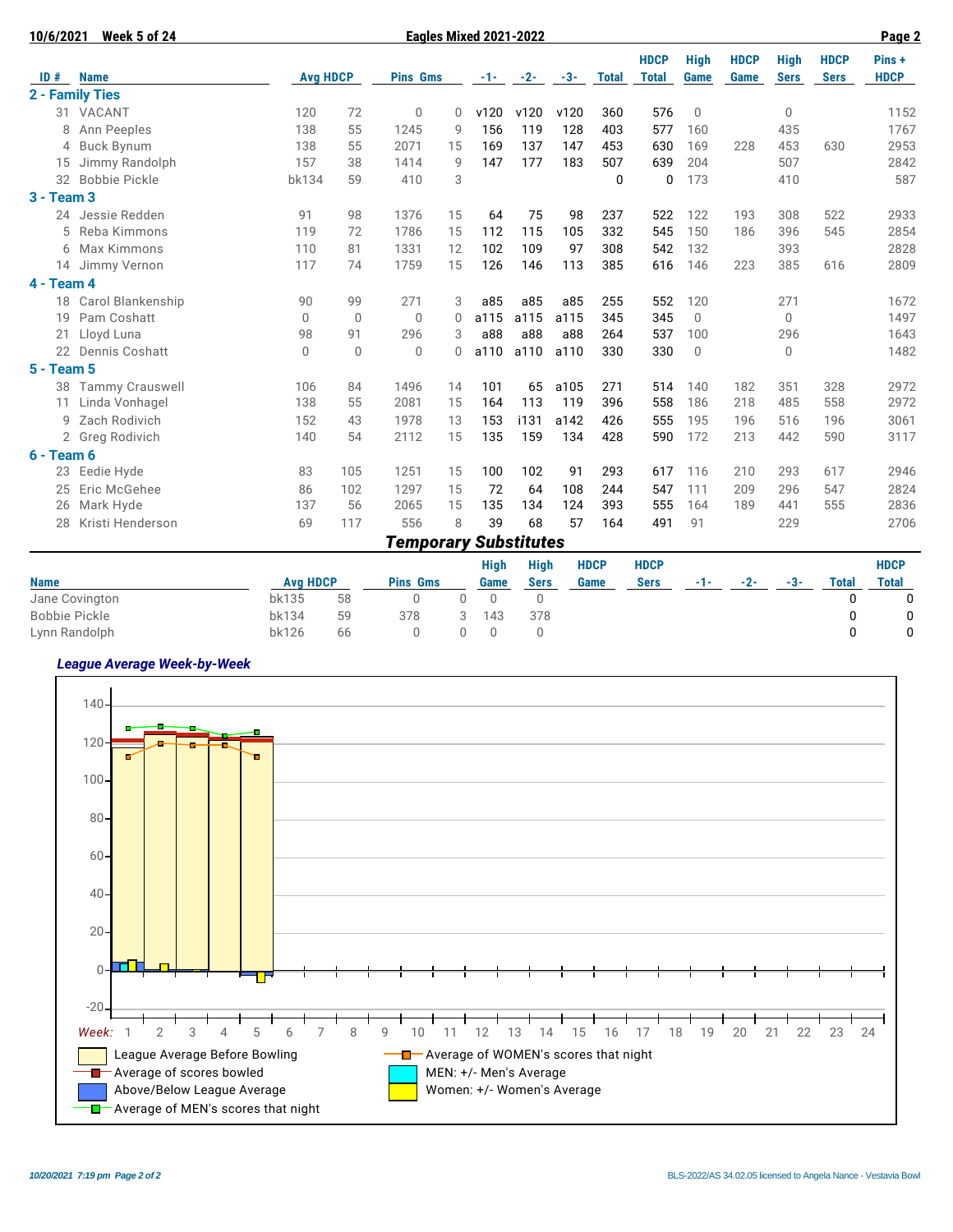10/6/2021 Week 5 of 24 — Eagles Mixed 2021-2022

| ID # | Name | Avg | HDCP | Pins | Gms | -1- | -2- | -3- | Total | HDCP Total | High Game | HDCP Game | High Sers | HDCP Sers | Pins + HDCP |
|---|---|---|---|---|---|---|---|---|---|---|---|---|---|---|---|
| **2 - Family Ties** | | | | | | | | | | | | | | | |
| 31 | VACANT | 120 | 72 | 0 | 0 | v120 | v120 | v120 | 360 | 576 | 0 | | 0 | | 1152 |
| 8 | Ann Peeples | 138 | 55 | 1245 | 9 | 156 | 119 | 128 | 403 | 577 | 160 | | 435 | | 1767 |
| 4 | Buck Bynum | 138 | 55 | 2071 | 15 | 169 | 137 | 147 | 453 | 630 | 169 | 228 | 453 | 630 | 2953 |
| 15 | Jimmy Randolph | 157 | 38 | 1414 | 9 | 147 | 177 | 183 | 507 | 639 | 204 | | 507 | | 2842 |
| 32 | Bobbie Pickle | bk134 | 59 | 410 | 3 | | | | 0 | 0 | 173 | | 410 | | 587 |
| **3 - Team 3** | | | | | | | | | | | | | | | |
| 24 | Jessie Redden | 91 | 98 | 1376 | 15 | 64 | 75 | 98 | 237 | 522 | 122 | 193 | 308 | 522 | 2933 |
| 5 | Reba Kimmons | 119 | 72 | 1786 | 15 | 112 | 115 | 105 | 332 | 545 | 150 | 186 | 396 | 545 | 2854 |
| 6 | Max Kimmons | 110 | 81 | 1331 | 12 | 102 | 109 | 97 | 308 | 542 | 132 | | 393 | | 2828 |
| 14 | Jimmy Vernon | 117 | 74 | 1759 | 15 | 126 | 146 | 113 | 385 | 616 | 146 | 223 | 385 | 616 | 2809 |
| **4 - Team 4** | | | | | | | | | | | | | | | |
| 18 | Carol Blankenship | 90 | 99 | 271 | 3 | a85 | a85 | a85 | 255 | 552 | 120 | | 271 | | 1672 |
| 19 | Pam Coshatt | 0 | 0 | 0 | 0 | a115 | a115 | a115 | 345 | 345 | 0 | | 0 | | 1497 |
| 21 | Lloyd Luna | 98 | 91 | 296 | 3 | a88 | a88 | a88 | 264 | 537 | 100 | | 296 | | 1643 |
| 22 | Dennis Coshatt | 0 | 0 | 0 | 0 | a110 | a110 | a110 | 330 | 330 | 0 | | 0 | | 1482 |
| **5 - Team 5** | | | | | | | | | | | | | | | |
| 38 | Tammy Crauswell | 106 | 84 | 1496 | 14 | 101 | 65 | a105 | 271 | 514 | 140 | 182 | 351 | 328 | 2972 |
| 11 | Linda Vonhagel | 138 | 55 | 2081 | 15 | 164 | 113 | 119 | 396 | 558 | 186 | 218 | 485 | 558 | 2972 |
| 9 | Zach Rodivich | 152 | 43 | 1978 | 13 | 153 | i131 | a142 | 426 | 555 | 195 | 196 | 516 | 196 | 3061 |
| 2 | Greg Rodivich | 140 | 54 | 2112 | 15 | 135 | 159 | 134 | 428 | 590 | 172 | 213 | 442 | 590 | 3117 |
| **6 - Team 6** | | | | | | | | | | | | | | | |
| 23 | Eedie Hyde | 83 | 105 | 1251 | 15 | 100 | 102 | 91 | 293 | 617 | 116 | 210 | 293 | 617 | 2946 |
| 25 | Eric McGehee | 86 | 102 | 1297 | 15 | 72 | 64 | 108 | 244 | 547 | 111 | 209 | 296 | 547 | 2824 |
| 26 | Mark Hyde | 137 | 56 | 2065 | 15 | 135 | 134 | 124 | 393 | 555 | 164 | 189 | 441 | 555 | 2836 |
| 28 | Kristi Henderson | 69 | 117 | 556 | 8 | 39 | 68 | 57 | 164 | 491 | 91 | | 229 | | 2706 |

## Temporary Substitutes

| Name | Avg | HDCP | Pins | Gms | High Game | High Sers | HDCP Game | HDCP Sers | -1- | -2- | -3- | Total | HDCP Total |
|---|---|---|---|---|---|---|---|---|---|---|---|---|---|
| Jane Covington | bk135 | 58 | 0 | 0 | 0 | 0 | | | | | | 0 | 0 |
| Bobbie Pickle | bk134 | 59 | 378 | 3 | 143 | 378 | | | | | | 0 | 0 |
| Lynn Randolph | bk126 | 66 | 0 | 0 | 0 | 0 | | | | | | 0 | 0 |

## League Average Week-by-Week

140
120
100
80
60
40
20
0
-20

Week: 1 2 3 4 5 6 7 8 9 10 11 12 13 14 15 16 17 18 19 20 21 22 23 24

League Average Before Bowling
Average of scores bowled
Above/Below League Average
Average of MEN's scores that night
Average of WOMEN's scores that night
MEN: +/- Men's Average
Women: +/- Women's Average

10/20/2021 7:19 pm

BLS-2022/AS 34.02.05 licensed to Angela Nance - Vestavia Bowl